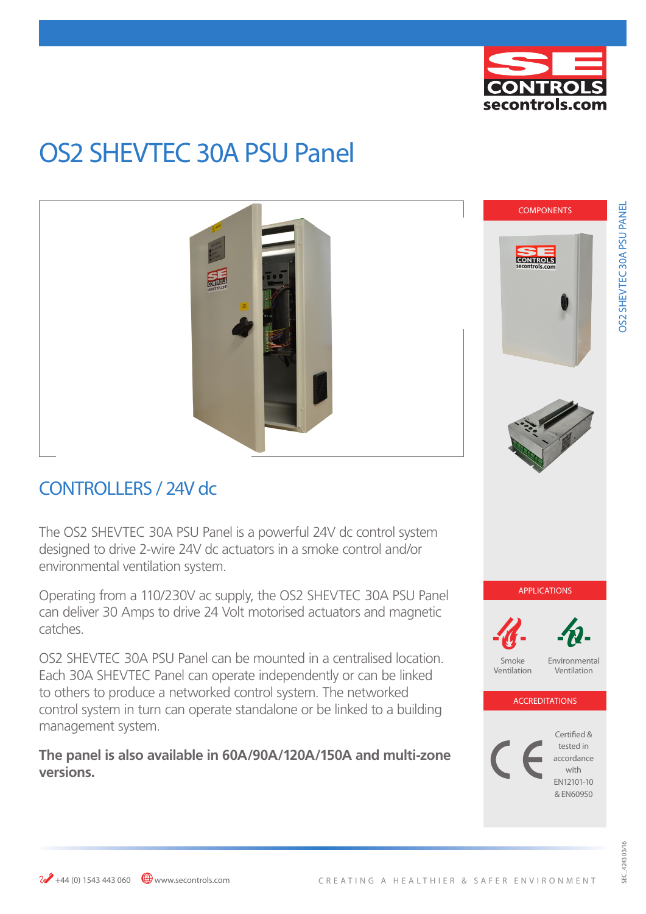# OS2 SHEVTEC 30A PSU Panel

## CONTROLLERS / 24V dc

The OS2 SHEVTEC 30A PSU Panel is a powerful 24V dc control system designed to drive 2-wire 24V dc actuators in a smoke control and/or environmental ventilation system.

Operating from a 110/230V ac supply, the OS2 SHEVTEC 30A PSU Panel can deliver 30 Amps to drive 24 Volt motorised actuators and magnetic catches.

OS2 SHEVTEC 30A PSU Panel can be mounted in a centralised location. Each 30A SHEVTEC Panel can operate independently or can be linked to others to produce a networked control system. The networked control system in turn can operate standalone or be linked to a building management system.

**The panel is also available in 60A/90A/120A/150A and multi-zone versions.**

### COMPONENTS

### APPLICATIONS

Smoke Ventilation

Environmental Ventilation

### ACCREDITATIONS

Certified & tested in accordance with EN12101-10 & EN60950

+44 (0) 1543 443 060 www.secontrols.com

CREATING A HEALTHIER & SAFER ENVIRONMENT

SEC_424303/16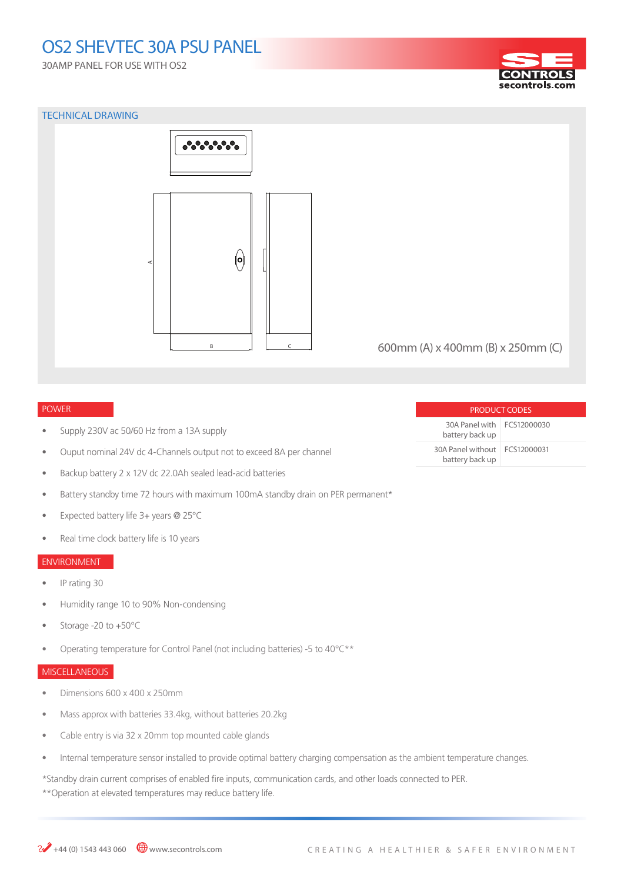# OS2 SHEVTEC 30A PSU PANEL

30AMP PANEL FOR USE WITH OS2

## TECHNICAL DRAWING

A

B

C

600mm (A) x 400mm (B) x 250mm (C)

## POWER

- Supply 230V ac 50/60 Hz from a 13A supply
- Ouput nominal 24V dc 4-Channels output not to exceed 8A per channel
- Backup battery 2 x 12V dc 22.0Ah sealed lead-acid batteries
- Battery standby time 72 hours with maximum 100mA standby drain on PER permanent*
- Expected battery life 3+ years @ 25°C
- Real time clock battery life is 10 years

## ENVIRONMENT

- IP rating 30
- Humidity range 10 to 90% Non-condensing
- Storage -20 to +50°C
- Operating temperature for Control Panel (not including batteries) -5 to 40°C**

## MISCELLANEOUS

- Dimensions 600 x 400 x 250mm
- Mass approx with batteries 33.4kg, without batteries 20.2kg
- Cable entry is via 32 x 20mm top mounted cable glands
- Internal temperature sensor installed to provide optimal battery charging compensation as the ambient temperature changes.

*Standby drain current comprises of enabled fire inputs, communication cards, and other loads connected to PER.

**Operation at elevated temperatures may reduce battery life.

| PRODUCT CODES | |
|---|---|
| 30A Panel with battery back up | FCS12000030 |
| 30A Panel without battery back up | FCS12000031 |

+44 (0) 1543 443 060 www.secontrols.com

CREATING A HEALTHIER & SAFER ENVIRONMENT